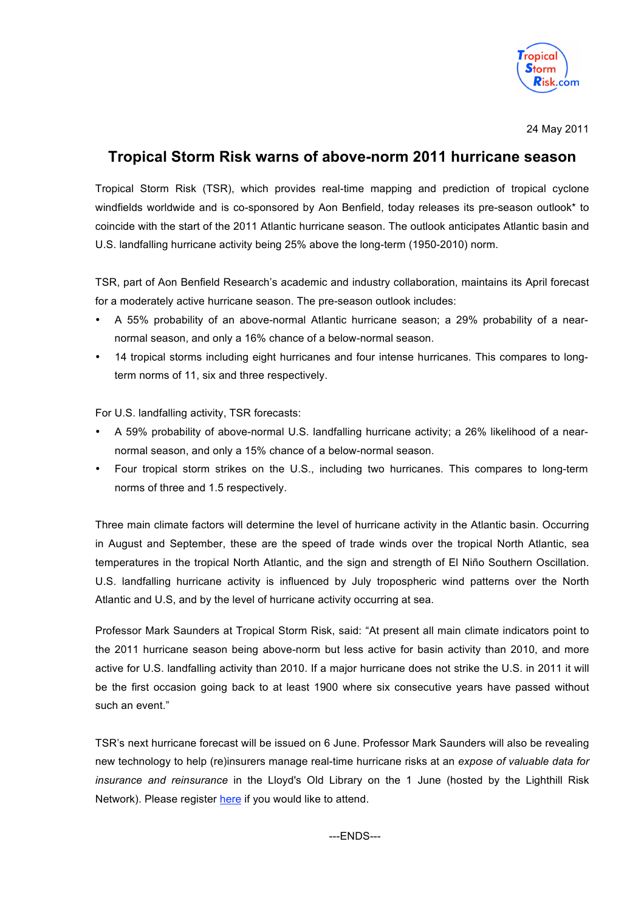24 May 2011

# Tropical Storm Risk warns of above-norm 2011 hurricane season

Tropical Storm Risk (TSR), which provides real-time mapping and prediction of tropical cyclone windfields worldwide and is co-sponsored by Aon Benfield, today releases its pre-season outlook* to coincide with the start of the 2011 Atlantic hurricane season. The outlook anticipates Atlantic basin and U.S. landfalling hurricane activity being 25% above the long-term (1950-2010) norm.

TSR, part of Aon Benfield Research's academic and industry collaboration, maintains its April forecast for a moderately active hurricane season. The pre-season outlook includes:

- A 55% probability of an above-normal Atlantic hurricane season; a 29% probability of a near-normal season, and only a 16% chance of a below-normal season.
- 14 tropical storms including eight hurricanes and four intense hurricanes. This compares to long-term norms of 11, six and three respectively.

For U.S. landfalling activity, TSR forecasts:

- A 59% probability of above-normal U.S. landfalling hurricane activity; a 26% likelihood of a near-normal season, and only a 15% chance of a below-normal season.
- Four tropical storm strikes on the U.S., including two hurricanes. This compares to long-term norms of three and 1.5 respectively.

Three main climate factors will determine the level of hurricane activity in the Atlantic basin. Occurring in August and September, these are the speed of trade winds over the tropical North Atlantic, sea temperatures in the tropical North Atlantic, and the sign and strength of El Niño Southern Oscillation. U.S. landfalling hurricane activity is influenced by July tropospheric wind patterns over the North Atlantic and U.S, and by the level of hurricane activity occurring at sea.

Professor Mark Saunders at Tropical Storm Risk, said: "At present all main climate indicators point to the 2011 hurricane season being above-norm but less active for basin activity than 2010, and more active for U.S. landfalling activity than 2010. If a major hurricane does not strike the U.S. in 2011 it will be the first occasion going back to at least 1900 where six consecutive years have passed without such an event."

TSR's next hurricane forecast will be issued on 6 June. Professor Mark Saunders will also be revealing new technology to help (re)insurers manage real-time hurricane risks at an *expose of valuable data for insurance and reinsurance* in the Lloyd's Old Library on the 1 June (hosted by the Lighthill Risk Network). Please register [here] if you would like to attend.

---ENDS---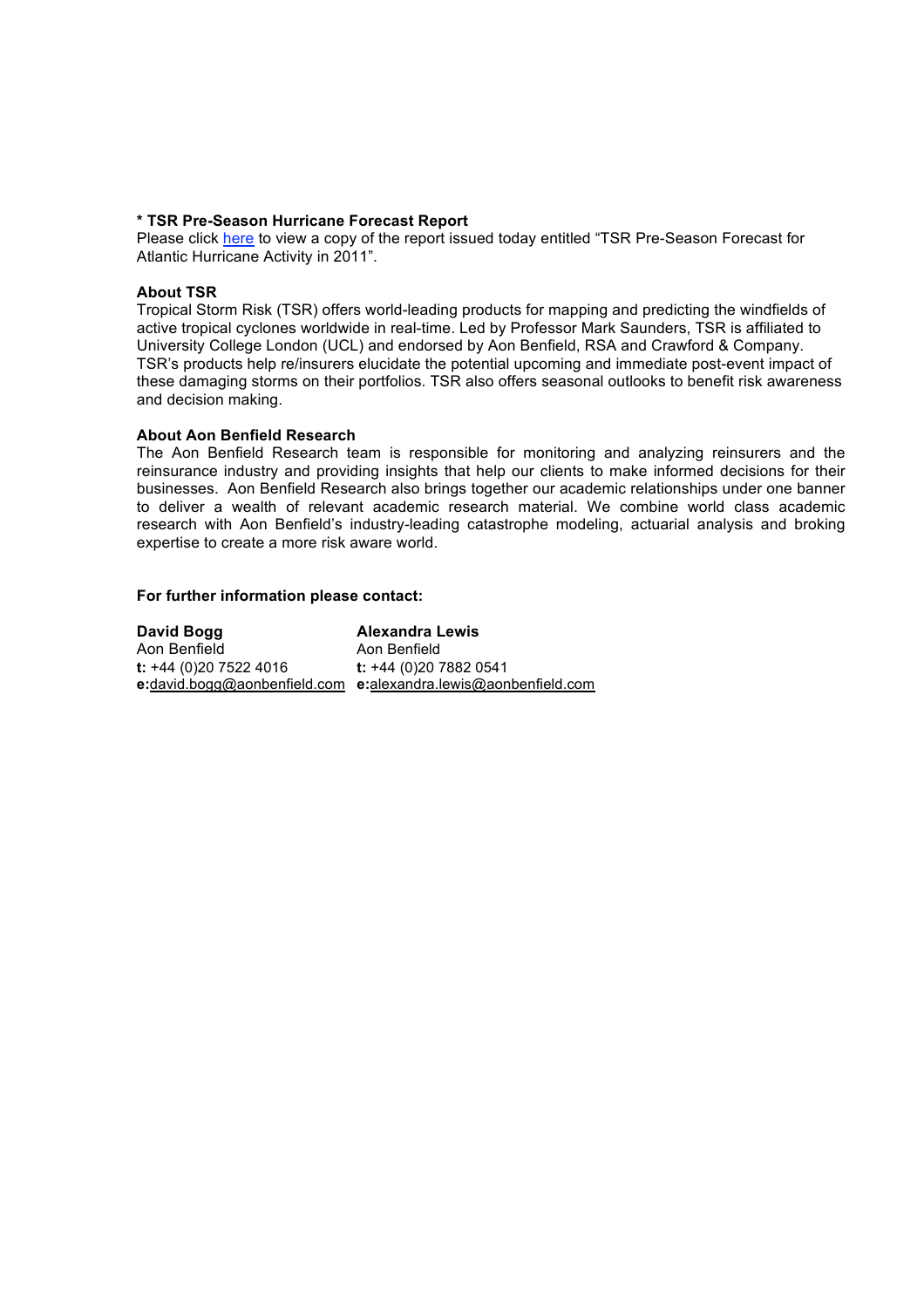**\* TSR Pre-Season Hurricane Forecast Report**
Please click here to view a copy of the report issued today entitled "TSR Pre-Season Forecast for Atlantic Hurricane Activity in 2011".

**About TSR**
Tropical Storm Risk (TSR) offers world-leading products for mapping and predicting the windfields of active tropical cyclones worldwide in real-time. Led by Professor Mark Saunders, TSR is affiliated to University College London (UCL) and endorsed by Aon Benfield, RSA and Crawford & Company. TSR's products help re/insurers elucidate the potential upcoming and immediate post-event impact of these damaging storms on their portfolios. TSR also offers seasonal outlooks to benefit risk awareness and decision making.

**About Aon Benfield Research**
The Aon Benfield Research team is responsible for monitoring and analyzing reinsurers and the reinsurance industry and providing insights that help our clients to make informed decisions for their businesses. Aon Benfield Research also brings together our academic relationships under one banner to deliver a wealth of relevant academic research material. We combine world class academic research with Aon Benfield's industry-leading catastrophe modeling, actuarial analysis and broking expertise to create a more risk aware world.

**For further information please contact:**

| | |
|---|---|
| **David Bogg** | **Alexandra Lewis** |
| Aon Benfield | Aon Benfield |
| **t:** +44 (0)20 7522 4016 | **t:** +44 (0)20 7882 0541 |
| **e:**david.bogg@aonbenfield.com | **e:**alexandra.lewis@aonbenfield.com |